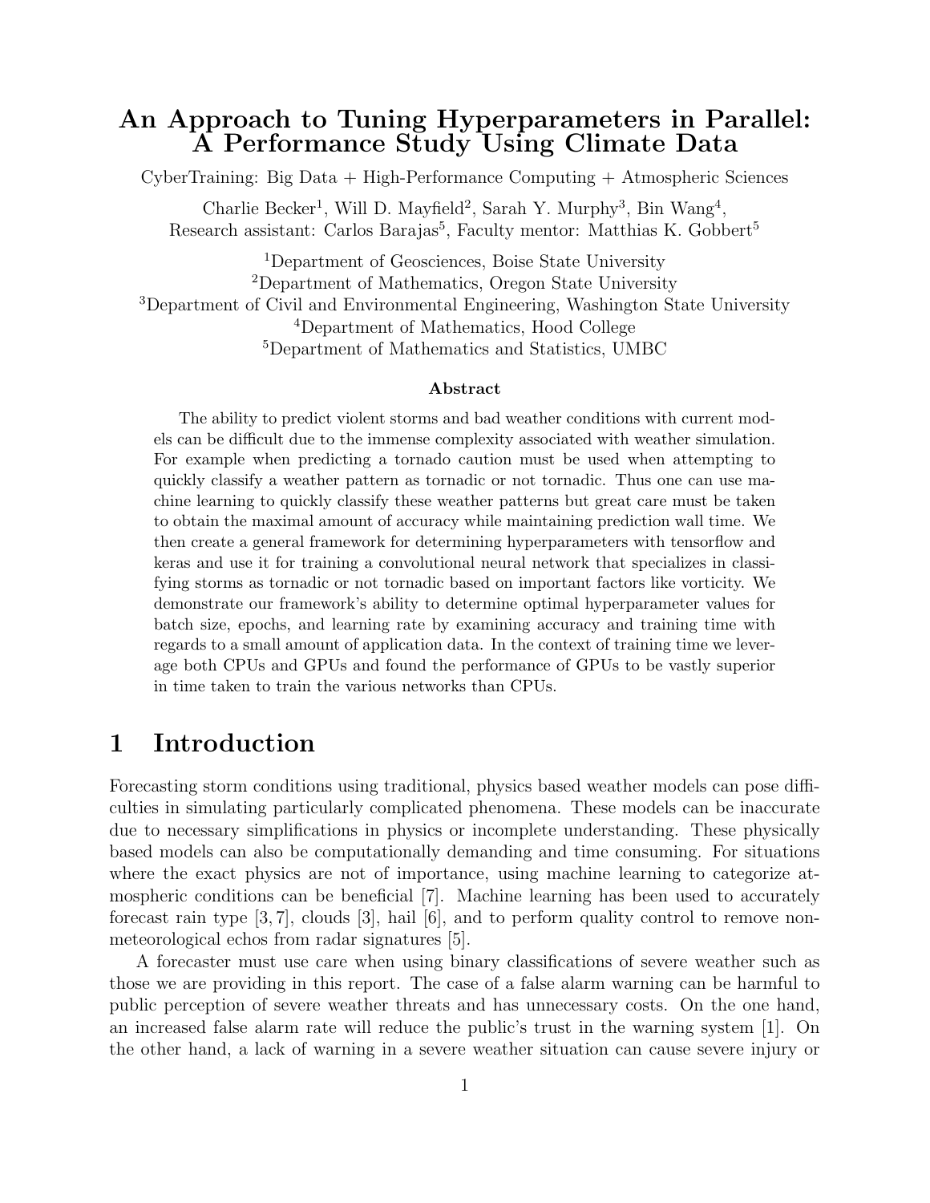# An Approach to Tuning Hyperparameters in Parallel: A Performance Study Using Climate Data

CyberTraining: Big Data + High-Performance Computing + Atmospheric Sciences

Charlie Becker[1], Will D. Mayfield[2], Sarah Y. Murphy[3], Bin Wang[4],
Research assistant: Carlos Barajas[5], Faculty mentor: Matthias K. Gobbert[5]

[1]Department of Geosciences, Boise State University
[2]Department of Mathematics, Oregon State University
[3]Department of Civil and Environmental Engineering, Washington State University
[4]Department of Mathematics, Hood College
[5]Department of Mathematics and Statistics, UMBC

**Abstract**

The ability to predict violent storms and bad weather conditions with current models can be difficult due to the immense complexity associated with weather simulation. For example when predicting a tornado caution must be used when attempting to quickly classify a weather pattern as tornadic or not tornadic. Thus one can use machine learning to quickly classify these weather patterns but great care must be taken to obtain the maximal amount of accuracy while maintaining prediction wall time. We then create a general framework for determining hyperparameters with tensorflow and keras and use it for training a convolutional neural network that specializes in classifying storms as tornadic or not tornadic based on important factors like vorticity. We demonstrate our framework's ability to determine optimal hyperparameter values for batch size, epochs, and learning rate by examining accuracy and training time with regards to a small amount of application data. In the context of training time we leverage both CPUs and GPUs and found the performance of GPUs to be vastly superior in time taken to train the various networks than CPUs.

## 1 Introduction

Forecasting storm conditions using traditional, physics based weather models can pose difficulties in simulating particularly complicated phenomena. These models can be inaccurate due to necessary simplifications in physics or incomplete understanding. These physically based models can also be computationally demanding and time consuming. For situations where the exact physics are not of importance, using machine learning to categorize atmospheric conditions can be beneficial [7]. Machine learning has been used to accurately forecast rain type [3, 7], clouds [3], hail [6], and to perform quality control to remove non-meteorological echos from radar signatures [5].

A forecaster must use care when using binary classifications of severe weather such as those we are providing in this report. The case of a false alarm warning can be harmful to public perception of severe weather threats and has unnecessary costs. On the one hand, an increased false alarm rate will reduce the public's trust in the warning system [1]. On the other hand, a lack of warning in a severe weather situation can cause severe injury or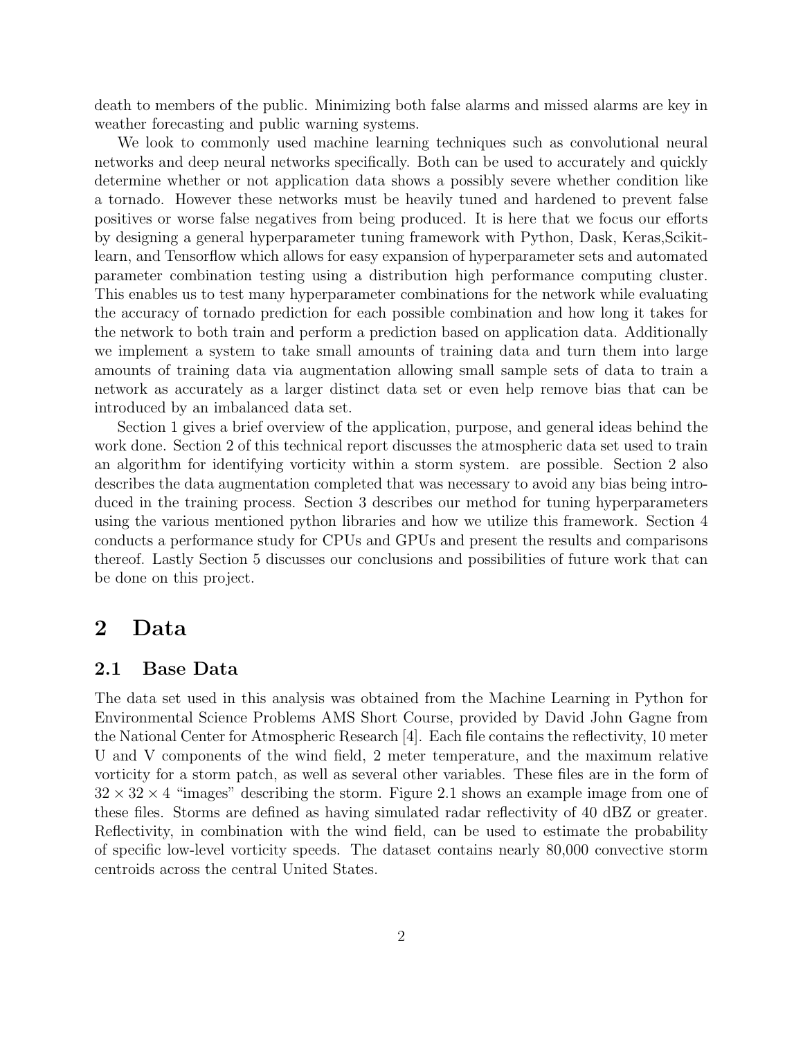death to members of the public. Minimizing both false alarms and missed alarms are key in weather forecasting and public warning systems.

We look to commonly used machine learning techniques such as convolutional neural networks and deep neural networks specifically. Both can be used to accurately and quickly determine whether or not application data shows a possibly severe whether condition like a tornado. However these networks must be heavily tuned and hardened to prevent false positives or worse false negatives from being produced. It is here that we focus our efforts by designing a general hyperparameter tuning framework with Python, Dask, Keras,Scikit-learn, and Tensorflow which allows for easy expansion of hyperparameter sets and automated parameter combination testing using a distribution high performance computing cluster. This enables us to test many hyperparameter combinations for the network while evaluating the accuracy of tornado prediction for each possible combination and how long it takes for the network to both train and perform a prediction based on application data. Additionally we implement a system to take small amounts of training data and turn them into large amounts of training data via augmentation allowing small sample sets of data to train a network as accurately as a larger distinct data set or even help remove bias that can be introduced by an imbalanced data set.

Section 1 gives a brief overview of the application, purpose, and general ideas behind the work done. Section 2 of this technical report discusses the atmospheric data set used to train an algorithm for identifying vorticity within a storm system. are possible. Section 2 also describes the data augmentation completed that was necessary to avoid any bias being introduced in the training process. Section 3 describes our method for tuning hyperparameters using the various mentioned python libraries and how we utilize this framework. Section 4 conducts a performance study for CPUs and GPUs and present the results and comparisons thereof. Lastly Section 5 discusses our conclusions and possibilities of future work that can be done on this project.

## 2 Data

### 2.1 Base Data

The data set used in this analysis was obtained from the Machine Learning in Python for Environmental Science Problems AMS Short Course, provided by David John Gagne from the National Center for Atmospheric Research [4]. Each file contains the reflectivity, 10 meter U and V components of the wind field, 2 meter temperature, and the maximum relative vorticity for a storm patch, as well as several other variables. These files are in the form of $32 \times 32 \times 4$ "images" describing the storm. Figure 2.1 shows an example image from one of these files. Storms are defined as having simulated radar reflectivity of 40 dBZ or greater. Reflectivity, in combination with the wind field, can be used to estimate the probability of specific low-level vorticity speeds. The dataset contains nearly 80,000 convective storm centroids across the central United States.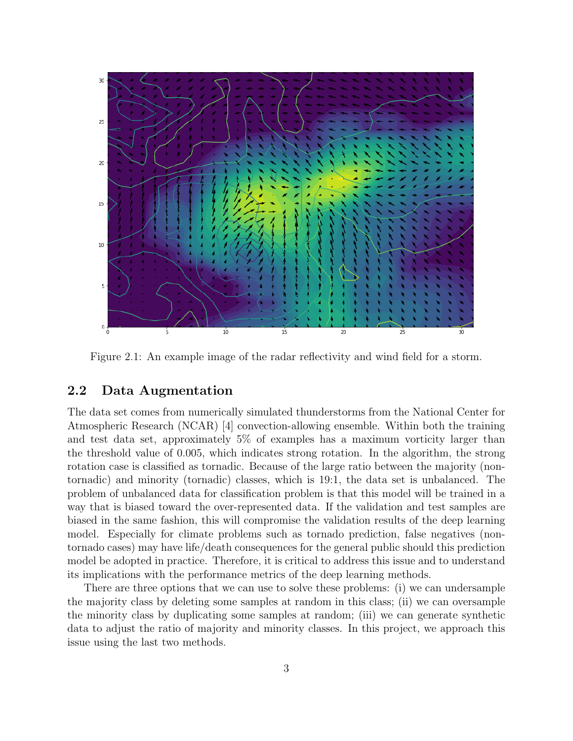Figure 2.1: An example image of the radar reflectivity and wind field for a storm.

## 2.2 Data Augmentation

The data set comes from numerically simulated thunderstorms from the National Center for Atmospheric Research (NCAR) [4] convection-allowing ensemble. Within both the training and test data set, approximately 5% of examples has a maximum vorticity larger than the threshold value of 0.005, which indicates strong rotation. In the algorithm, the strong rotation case is classified as tornadic. Because of the large ratio between the majority (non-tornadic) and minority (tornadic) classes, which is 19:1, the data set is unbalanced. The problem of unbalanced data for classification problem is that this model will be trained in a way that is biased toward the over-represented data. If the validation and test samples are biased in the same fashion, this will compromise the validation results of the deep learning model. Especially for climate problems such as tornado prediction, false negatives (non-tornado cases) may have life/death consequences for the general public should this prediction model be adopted in practice. Therefore, it is critical to address this issue and to understand its implications with the performance metrics of the deep learning methods.

There are three options that we can use to solve these problems: (i) we can undersample the majority class by deleting some samples at random in this class; (ii) we can oversample the minority class by duplicating some samples at random; (iii) we can generate synthetic data to adjust the ratio of majority and minority classes. In this project, we approach this issue using the last two methods.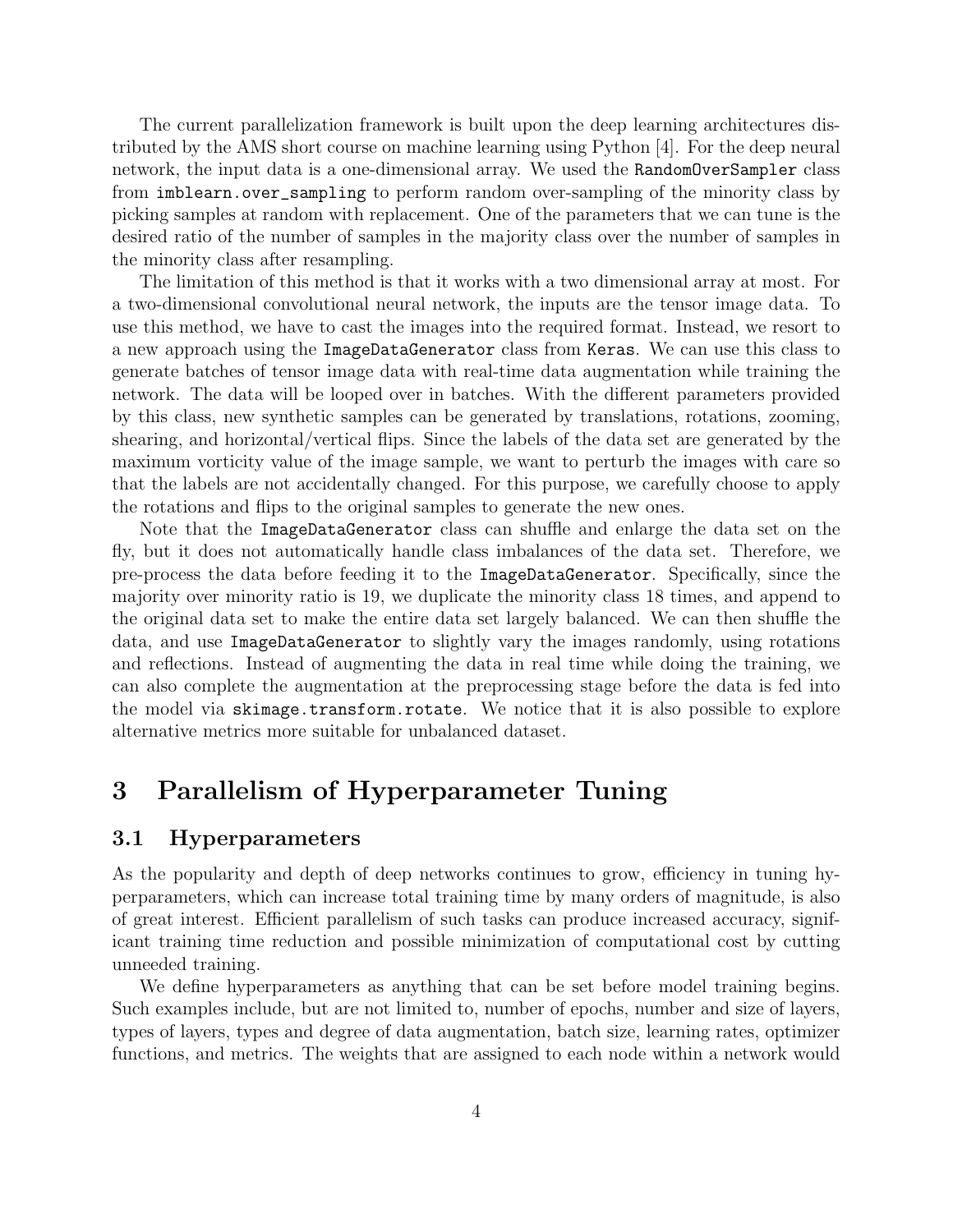The current parallelization framework is built upon the deep learning architectures distributed by the AMS short course on machine learning using Python [4]. For the deep neural network, the input data is a one-dimensional array. We used the `RandomOverSampler` class from `imblearn.over_sampling` to perform random over-sampling of the minority class by picking samples at random with replacement. One of the parameters that we can tune is the desired ratio of the number of samples in the majority class over the number of samples in the minority class after resampling.

The limitation of this method is that it works with a two dimensional array at most. For a two-dimensional convolutional neural network, the inputs are the tensor image data. To use this method, we have to cast the images into the required format. Instead, we resort to a new approach using the `ImageDataGenerator` class from `Keras`. We can use this class to generate batches of tensor image data with real-time data augmentation while training the network. The data will be looped over in batches. With the different parameters provided by this class, new synthetic samples can be generated by translations, rotations, zooming, shearing, and horizontal/vertical flips. Since the labels of the data set are generated by the maximum vorticity value of the image sample, we want to perturb the images with care so that the labels are not accidentally changed. For this purpose, we carefully choose to apply the rotations and flips to the original samples to generate the new ones.

Note that the `ImageDataGenerator` class can shuffle and enlarge the data set on the fly, but it does not automatically handle class imbalances of the data set. Therefore, we pre-process the data before feeding it to the `ImageDataGenerator`. Specifically, since the majority over minority ratio is 19, we duplicate the minority class 18 times, and append to the original data set to make the entire data set largely balanced. We can then shuffle the data, and use `ImageDataGenerator` to slightly vary the images randomly, using rotations and reflections. Instead of augmenting the data in real time while doing the training, we can also complete the augmentation at the preprocessing stage before the data is fed into the model via `skimage.transform.rotate`. We notice that it is also possible to explore alternative metrics more suitable for unbalanced dataset.

# 3 Parallelism of Hyperparameter Tuning

## 3.1 Hyperparameters

As the popularity and depth of deep networks continues to grow, efficiency in tuning hyperparameters, which can increase total training time by many orders of magnitude, is also of great interest. Efficient parallelism of such tasks can produce increased accuracy, significant training time reduction and possible minimization of computational cost by cutting unneeded training.

We define hyperparameters as anything that can be set before model training begins. Such examples include, but are not limited to, number of epochs, number and size of layers, types of layers, types and degree of data augmentation, batch size, learning rates, optimizer functions, and metrics. The weights that are assigned to each node within a network would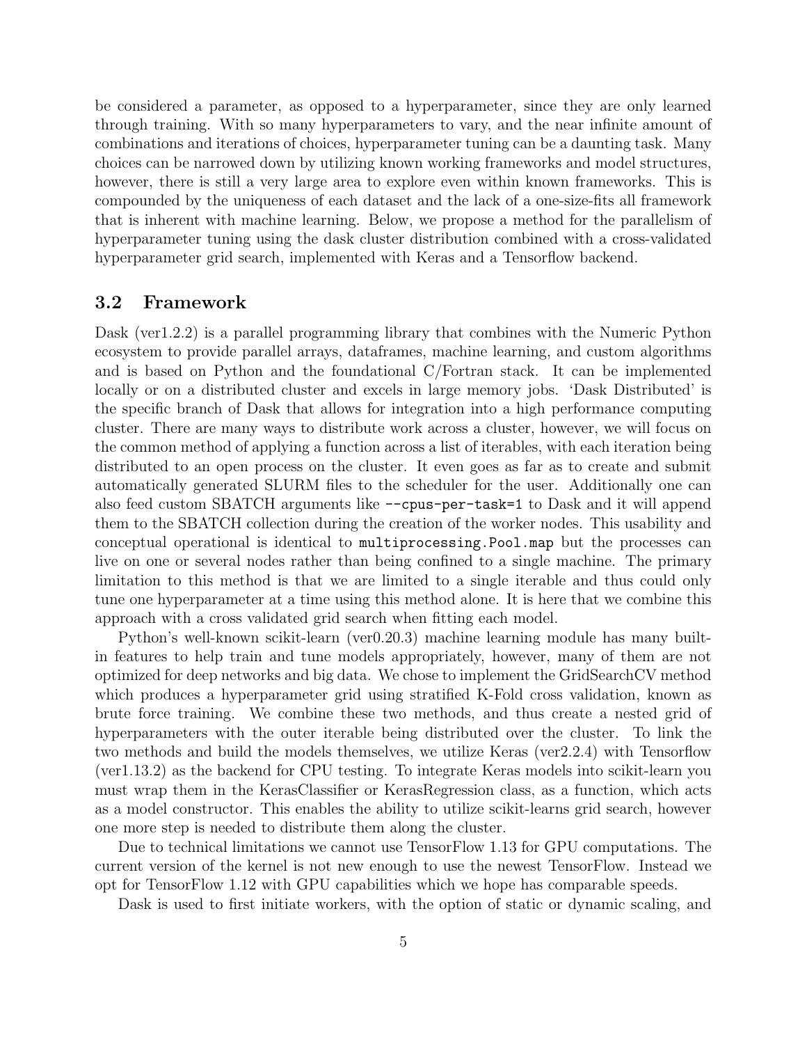be considered a parameter, as opposed to a hyperparameter, since they are only learned through training. With so many hyperparameters to vary, and the near infinite amount of combinations and iterations of choices, hyperparameter tuning can be a daunting task. Many choices can be narrowed down by utilizing known working frameworks and model structures, however, there is still a very large area to explore even within known frameworks. This is compounded by the uniqueness of each dataset and the lack of a one-size-fits all framework that is inherent with machine learning. Below, we propose a method for the parallelism of hyperparameter tuning using the dask cluster distribution combined with a cross-validated hyperparameter grid search, implemented with Keras and a Tensorflow backend.

### 3.2 Framework

Dask (ver1.2.2) is a parallel programming library that combines with the Numeric Python ecosystem to provide parallel arrays, dataframes, machine learning, and custom algorithms and is based on Python and the foundational C/Fortran stack. It can be implemented locally or on a distributed cluster and excels in large memory jobs. 'Dask Distributed' is the specific branch of Dask that allows for integration into a high performance computing cluster. There are many ways to distribute work across a cluster, however, we will focus on the common method of applying a function across a list of iterables, with each iteration being distributed to an open process on the cluster. It even goes as far as to create and submit automatically generated SLURM files to the scheduler for the user. Additionally one can also feed custom SBATCH arguments like `--cpus-per-task=1` to Dask and it will append them to the SBATCH collection during the creation of the worker nodes. This usability and conceptual operational is identical to `multiprocessing.Pool.map` but the processes can live on one or several nodes rather than being confined to a single machine. The primary limitation to this method is that we are limited to a single iterable and thus could only tune one hyperparameter at a time using this method alone. It is here that we combine this approach with a cross validated grid search when fitting each model.

Python's well-known scikit-learn (ver0.20.3) machine learning module has many built-in features to help train and tune models appropriately, however, many of them are not optimized for deep networks and big data. We chose to implement the GridSearchCV method which produces a hyperparameter grid using stratified K-Fold cross validation, known as brute force training. We combine these two methods, and thus create a nested grid of hyperparameters with the outer iterable being distributed over the cluster. To link the two methods and build the models themselves, we utilize Keras (ver2.2.4) with Tensorflow (ver1.13.2) as the backend for CPU testing. To integrate Keras models into scikit-learn you must wrap them in the KerasClassifier or KerasRegression class, as a function, which acts as a model constructor. This enables the ability to utilize scikit-learns grid search, however one more step is needed to distribute them along the cluster.

Due to technical limitations we cannot use TensorFlow 1.13 for GPU computations. The current version of the kernel is not new enough to use the newest TensorFlow. Instead we opt for TensorFlow 1.12 with GPU capabilities which we hope has comparable speeds.

Dask is used to first initiate workers, with the option of static or dynamic scaling, and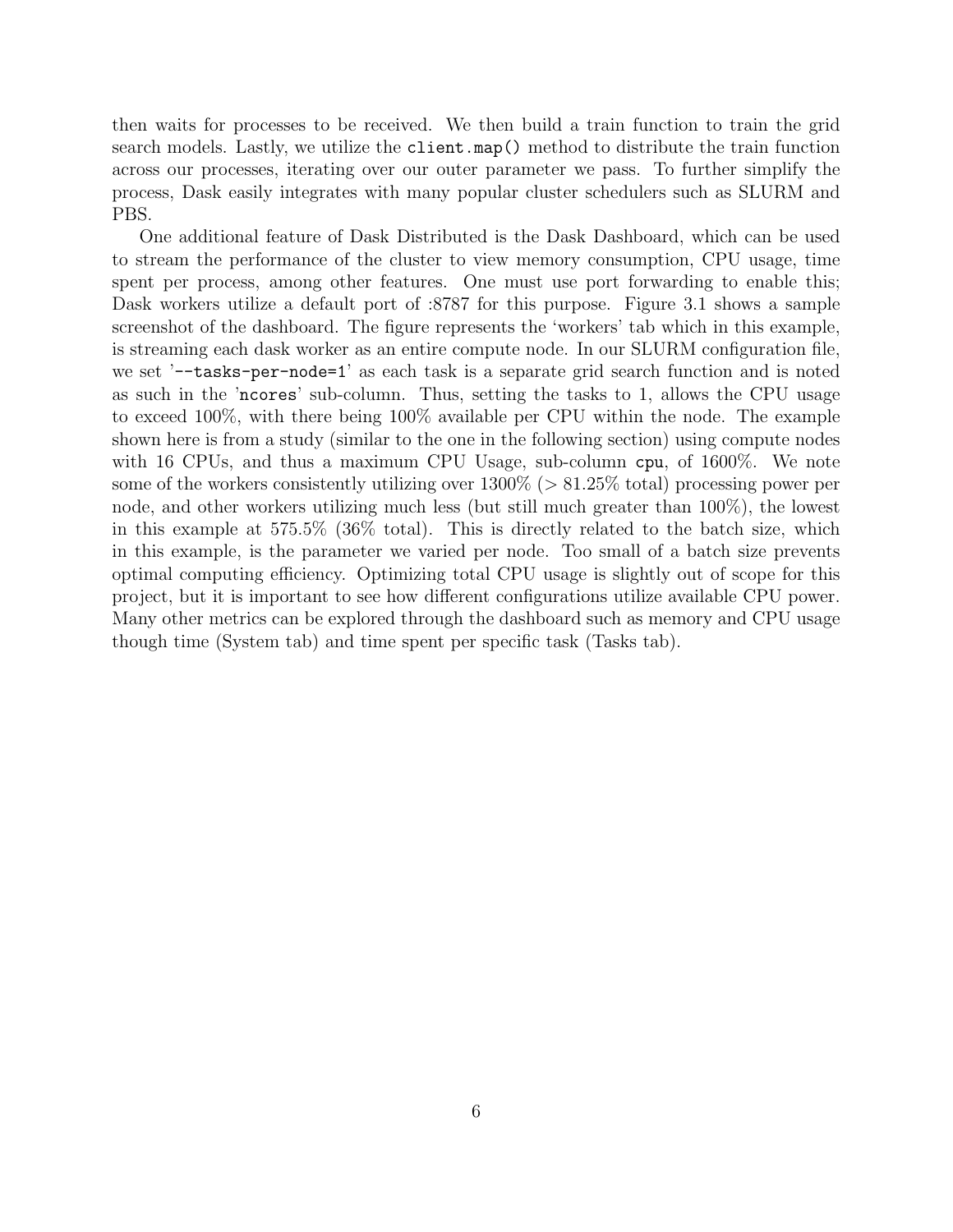then waits for processes to be received. We then build a train function to train the grid search models. Lastly, we utilize the `client.map()` method to distribute the train function across our processes, iterating over our outer parameter we pass. To further simplify the process, Dask easily integrates with many popular cluster schedulers such as SLURM and PBS.

One additional feature of Dask Distributed is the Dask Dashboard, which can be used to stream the performance of the cluster to view memory consumption, CPU usage, time spent per process, among other features. One must use port forwarding to enable this; Dask workers utilize a default port of :8787 for this purpose. Figure 3.1 shows a sample screenshot of the dashboard. The figure represents the 'workers' tab which in this example, is streaming each dask worker as an entire compute node. In our SLURM configuration file, we set '`--tasks-per-node=1`' as each task is a separate grid search function and is noted as such in the '`ncores`' sub-column. Thus, setting the tasks to 1, allows the CPU usage to exceed 100%, with there being 100% available per CPU within the node. The example shown here is from a study (similar to the one in the following section) using compute nodes with 16 CPUs, and thus a maximum CPU Usage, sub-column `cpu`, of 1600%. We note some of the workers consistently utilizing over 1300% (> 81.25% total) processing power per node, and other workers utilizing much less (but still much greater than 100%), the lowest in this example at 575.5% (36% total). This is directly related to the batch size, which in this example, is the parameter we varied per node. Too small of a batch size prevents optimal computing efficiency. Optimizing total CPU usage is slightly out of scope for this project, but it is important to see how different configurations utilize available CPU power. Many other metrics can be explored through the dashboard such as memory and CPU usage though time (System tab) and time spent per specific task (Tasks tab).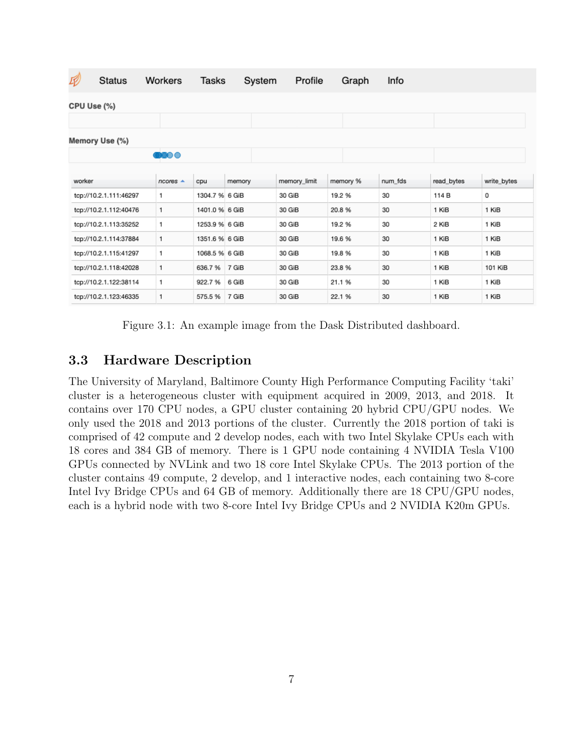| worker | ncores | cpu | memory | memory_limit | memory % | num_fds | read_bytes | write_bytes |
|---|---|---|---|---|---|---|---|---|
| tcp://10.2.1.111:46297 | 1 | 1304.7 % | 6 GiB | 30 GiB | 19.2 % | 30 | 114 B | 0 |
| tcp://10.2.1.112:40476 | 1 | 1401.0 % | 6 GiB | 30 GiB | 20.8 % | 30 | 1 KiB | 1 KiB |
| tcp://10.2.1.113:35252 | 1 | 1253.9 % | 6 GiB | 30 GiB | 19.2 % | 30 | 2 KiB | 1 KiB |
| tcp://10.2.1.114:37884 | 1 | 1351.6 % | 6 GiB | 30 GiB | 19.6 % | 30 | 1 KiB | 1 KiB |
| tcp://10.2.1.115:41297 | 1 | 1068.5 % | 6 GiB | 30 GiB | 19.8 % | 30 | 1 KiB | 1 KiB |
| tcp://10.2.1.118:42028 | 1 | 636.7 % | 7 GiB | 30 GiB | 23.8 % | 30 | 1 KiB | 101 KiB |
| tcp://10.2.1.122:38114 | 1 | 922.7 % | 6 GiB | 30 GiB | 21.1 % | 30 | 1 KiB | 1 KiB |
| tcp://10.2.1.123:46335 | 1 | 575.5 % | 7 GiB | 30 GiB | 22.1 % | 30 | 1 KiB | 1 KiB |

Figure 3.1: An example image from the Dask Distributed dashboard.

## 3.3 Hardware Description

The University of Maryland, Baltimore County High Performance Computing Facility 'taki' cluster is a heterogeneous cluster with equipment acquired in 2009, 2013, and 2018. It contains over 170 CPU nodes, a GPU cluster containing 20 hybrid CPU/GPU nodes. We only used the 2018 and 2013 portions of the cluster. Currently the 2018 portion of taki is comprised of 42 compute and 2 develop nodes, each with two Intel Skylake CPUs each with 18 cores and 384 GB of memory. There is 1 GPU node containing 4 NVIDIA Tesla V100 GPUs connected by NVLink and two 18 core Intel Skylake CPUs. The 2013 portion of the cluster contains 49 compute, 2 develop, and 1 interactive nodes, each containing two 8-core Intel Ivy Bridge CPUs and 64 GB of memory. Additionally there are 18 CPU/GPU nodes, each is a hybrid node with two 8-core Intel Ivy Bridge CPUs and 2 NVIDIA K20m GPUs.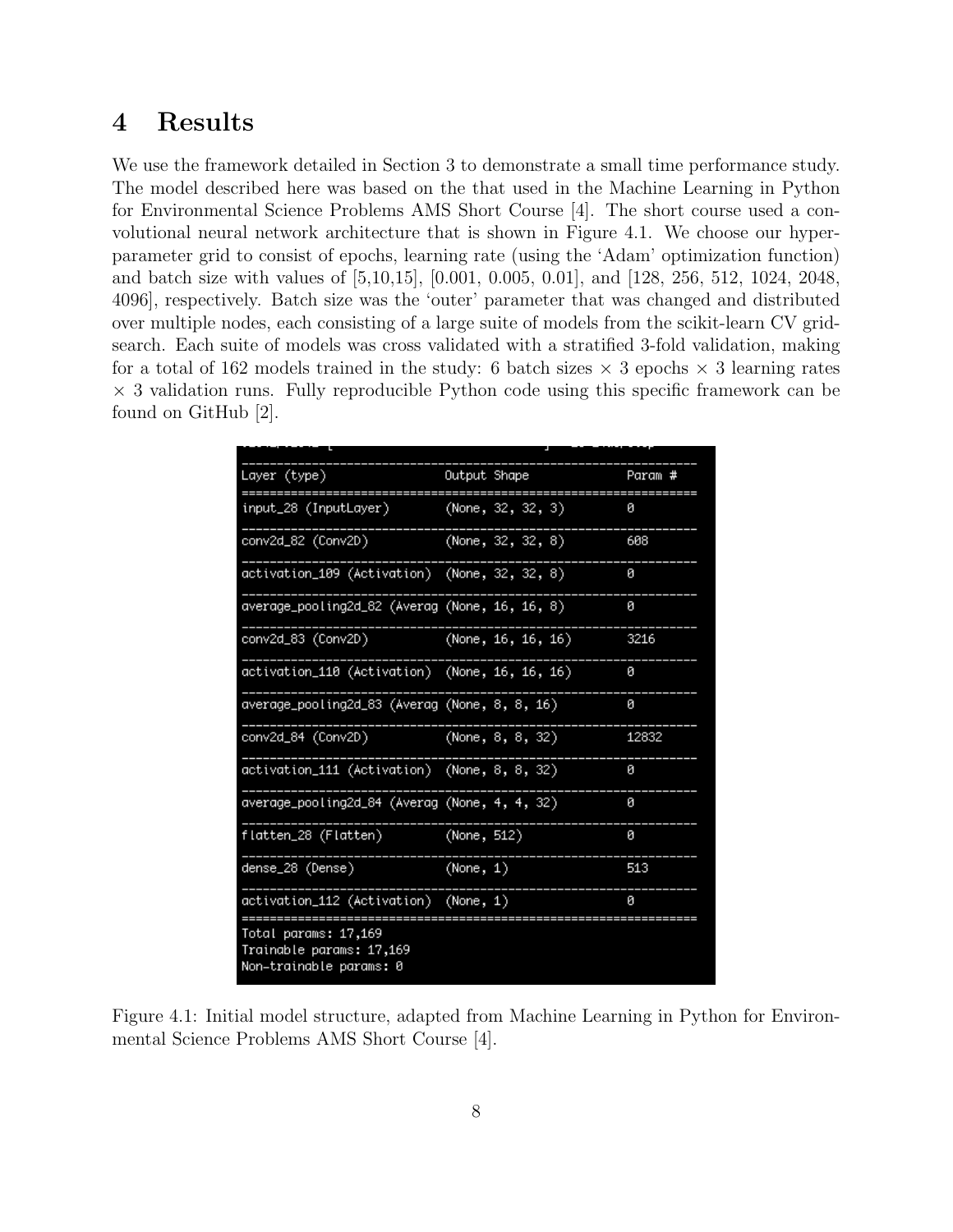# 4 Results

We use the framework detailed in Section 3 to demonstrate a small time performance study. The model described here was based on the that used in the Machine Learning in Python for Environmental Science Problems AMS Short Course [4]. The short course used a convolutional neural network architecture that is shown in Figure 4.1. We choose our hyperparameter grid to consist of epochs, learning rate (using the 'Adam' optimization function) and batch size with values of [5,10,15], [0.001, 0.005, 0.01], and [128, 256, 512, 1024, 2048, 4096], respectively. Batch size was the 'outer' parameter that was changed and distributed over multiple nodes, each consisting of a large suite of models from the scikit-learn CV gridsearch. Each suite of models was cross validated with a stratified 3-fold validation, making for a total of 162 models trained in the study: 6 batch sizes × 3 epochs × 3 learning rates × 3 validation runs. Fully reproducible Python code using this specific framework can be found on GitHub [2].

```
_________________________________________________________________
Layer (type)                 Output Shape              Param #
=================================================================
input_28 (InputLayer)        (None, 32, 32, 3)         0
_________________________________________________________________
conv2d_82 (Conv2D)           (None, 32, 32, 8)         608
_________________________________________________________________
activation_109 (Activation)  (None, 32, 32, 8)         0
_________________________________________________________________
average_pooling2d_82 (Averag (None, 16, 16, 8)         0
_________________________________________________________________
conv2d_83 (Conv2D)           (None, 16, 16, 16)        3216
_________________________________________________________________
activation_110 (Activation)  (None, 16, 16, 16)        0
_________________________________________________________________
average_pooling2d_83 (Averag (None, 8, 8, 16)          0
_________________________________________________________________
conv2d_84 (Conv2D)           (None, 8, 8, 32)          12832
_________________________________________________________________
activation_111 (Activation)  (None, 8, 8, 32)          0
_________________________________________________________________
average_pooling2d_84 (Averag (None, 4, 4, 32)          0
_________________________________________________________________
flatten_28 (Flatten)         (None, 512)               0
_________________________________________________________________
dense_28 (Dense)             (None, 1)                 513
_________________________________________________________________
activation_112 (Activation)  (None, 1)                 0
=================================================================
Total params: 17,169
Trainable params: 17,169
Non-trainable params: 0
```

Figure 4.1: Initial model structure, adapted from Machine Learning in Python for Environmental Science Problems AMS Short Course [4].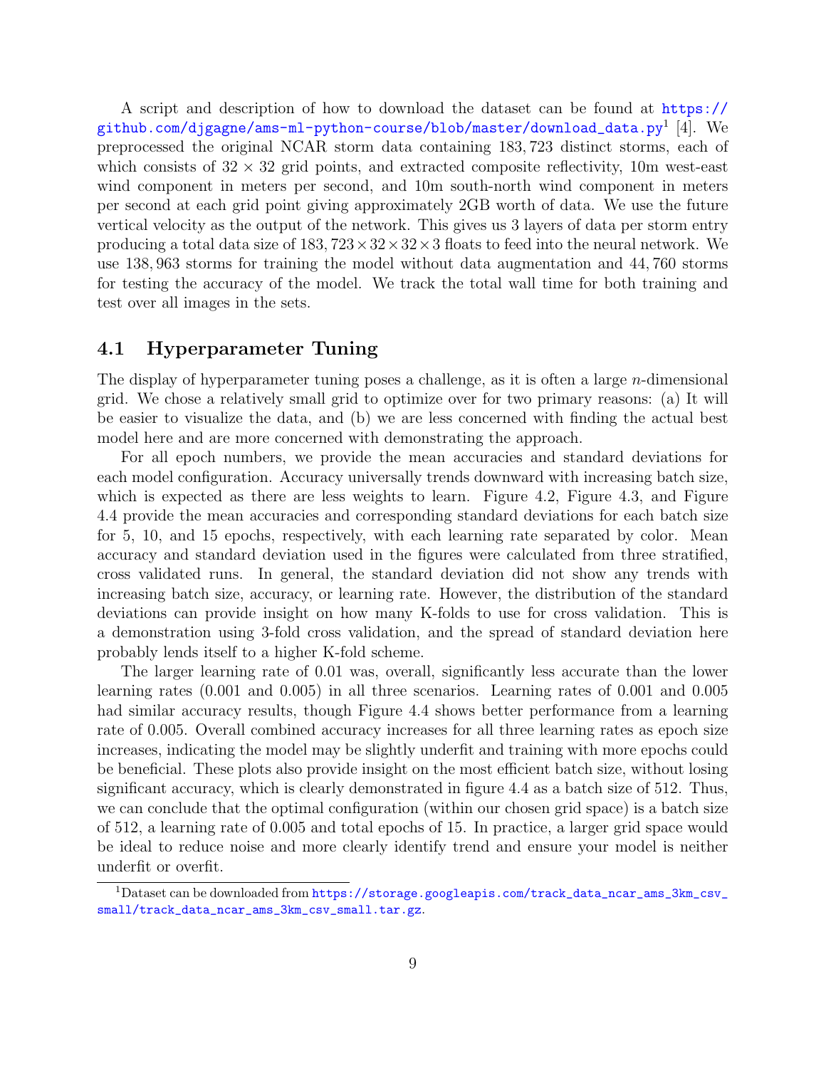A script and description of how to download the dataset can be found at https://github.com/djgagne/ams-ml-python-course/blob/master/download_data.py[1] [4]. We preprocessed the original NCAR storm data containing 183,723 distinct storms, each of which consists of $32 \times 32$ grid points, and extracted composite reflectivity, 10m west-east wind component in meters per second, and 10m south-north wind component in meters per second at each grid point giving approximately 2GB worth of data. We use the future vertical velocity as the output of the network. This gives us 3 layers of data per storm entry producing a total data size of $183,723 \times 32 \times 32 \times 3$ floats to feed into the neural network. We use 138,963 storms for training the model without data augmentation and 44,760 storms for testing the accuracy of the model. We track the total wall time for both training and test over all images in the sets.

## 4.1 Hyperparameter Tuning

The display of hyperparameter tuning poses a challenge, as it is often a large $n$-dimensional grid. We chose a relatively small grid to optimize over for two primary reasons: (a) It will be easier to visualize the data, and (b) we are less concerned with finding the actual best model here and are more concerned with demonstrating the approach.

For all epoch numbers, we provide the mean accuracies and standard deviations for each model configuration. Accuracy universally trends downward with increasing batch size, which is expected as there are less weights to learn. Figure 4.2, Figure 4.3, and Figure 4.4 provide the mean accuracies and corresponding standard deviations for each batch size for 5, 10, and 15 epochs, respectively, with each learning rate separated by color. Mean accuracy and standard deviation used in the figures were calculated from three stratified, cross validated runs. In general, the standard deviation did not show any trends with increasing batch size, accuracy, or learning rate. However, the distribution of the standard deviations can provide insight on how many K-folds to use for cross validation. This is a demonstration using 3-fold cross validation, and the spread of standard deviation here probably lends itself to a higher K-fold scheme.

The larger learning rate of 0.01 was, overall, significantly less accurate than the lower learning rates (0.001 and 0.005) in all three scenarios. Learning rates of 0.001 and 0.005 had similar accuracy results, though Figure 4.4 shows better performance from a learning rate of 0.005. Overall combined accuracy increases for all three learning rates as epoch size increases, indicating the model may be slightly underfit and training with more epochs could be beneficial. These plots also provide insight on the most efficient batch size, without losing significant accuracy, which is clearly demonstrated in figure 4.4 as a batch size of 512. Thus, we can conclude that the optimal configuration (within our chosen grid space) is a batch size of 512, a learning rate of 0.005 and total epochs of 15. In practice, a larger grid space would be ideal to reduce noise and more clearly identify trend and ensure your model is neither underfit or overfit.

[1] Dataset can be downloaded from https://storage.googleapis.com/track_data_ncar_ams_3km_csv_small/track_data_ncar_ams_3km_csv_small.tar.gz.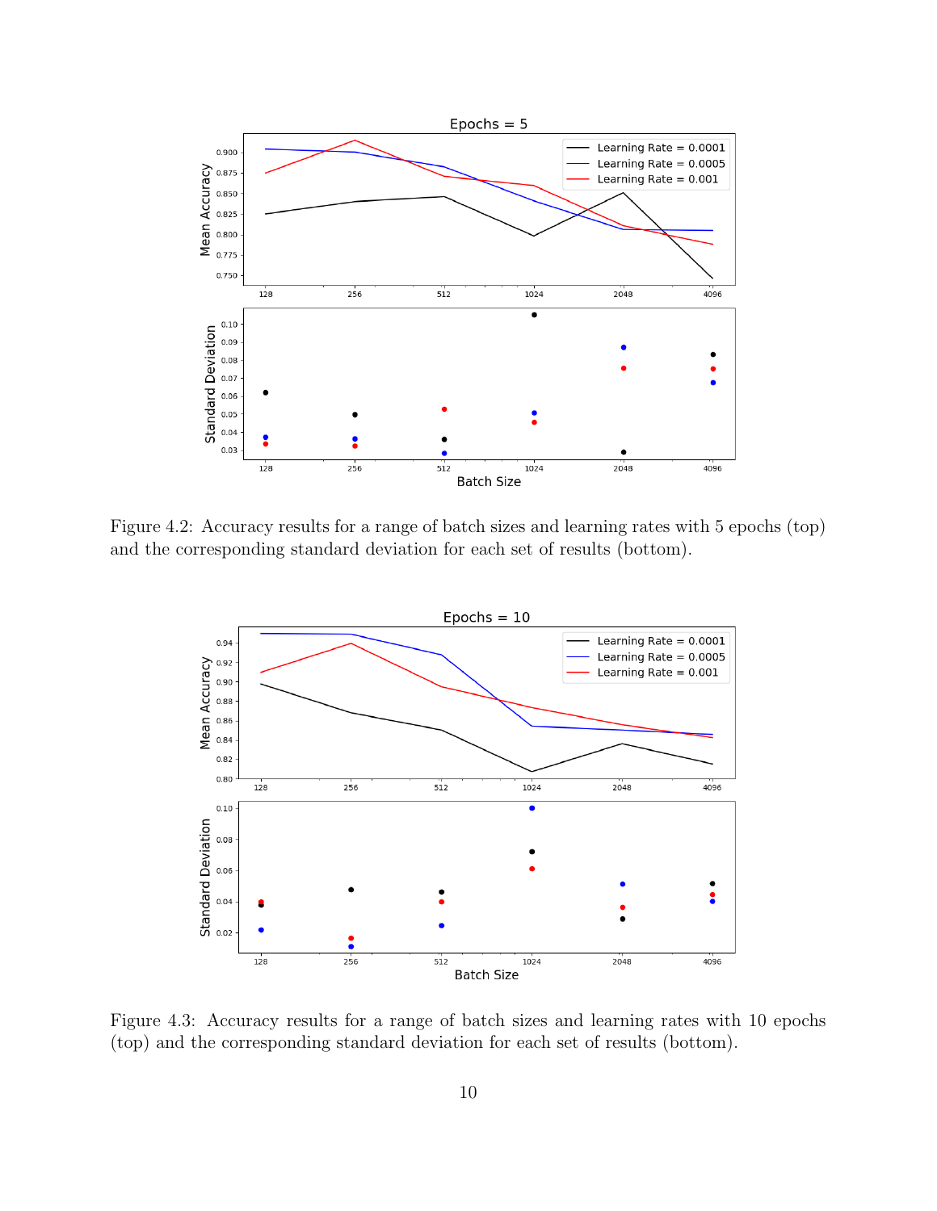Figure 4.2: Accuracy results for a range of batch sizes and learning rates with 5 epochs (top) and the corresponding standard deviation for each set of results (bottom).

Figure 4.3: Accuracy results for a range of batch sizes and learning rates with 10 epochs (top) and the corresponding standard deviation for each set of results (bottom).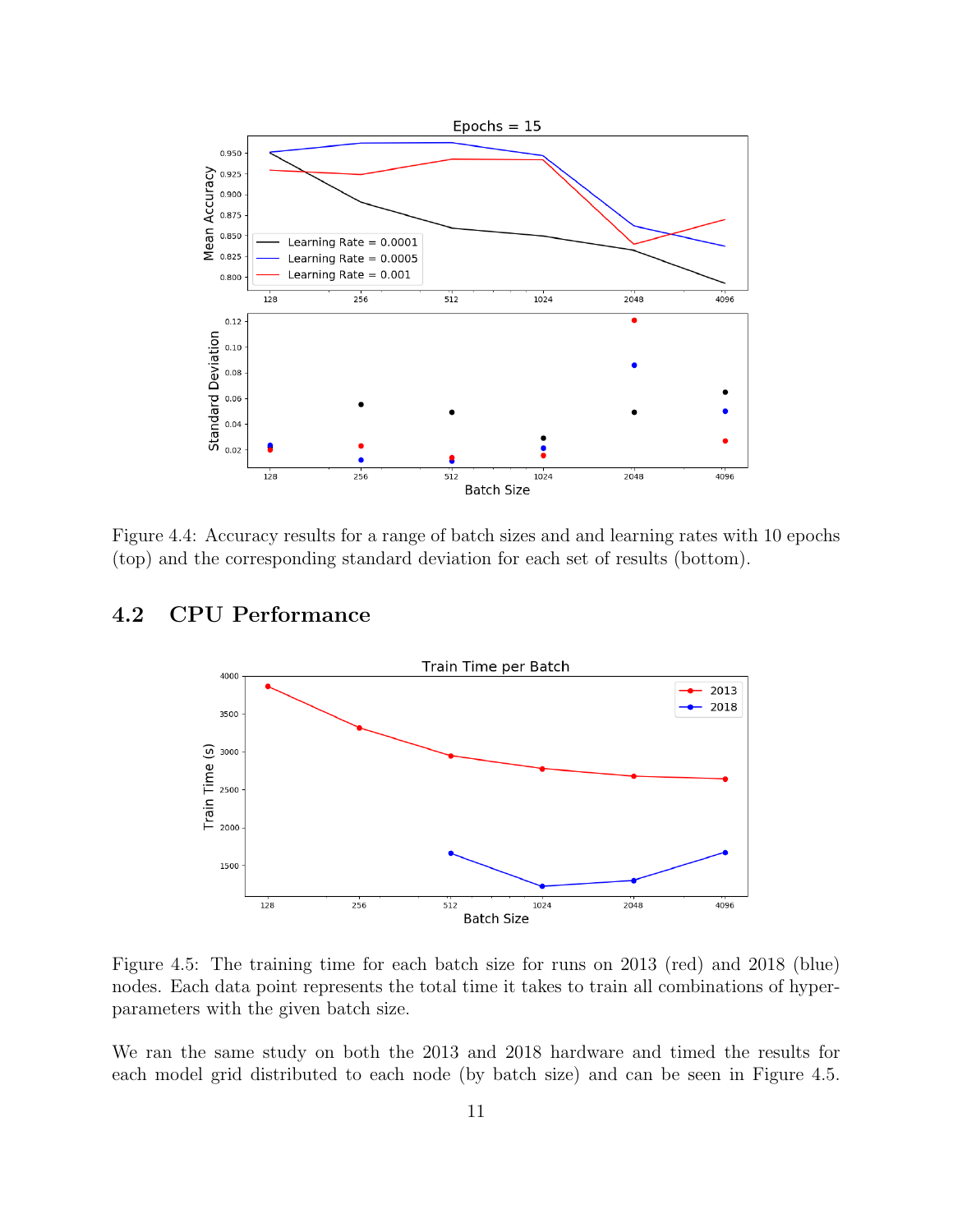Figure 4.4: Accuracy results for a range of batch sizes and and learning rates with 10 epochs (top) and the corresponding standard deviation for each set of results (bottom).

## 4.2 CPU Performance

Figure 4.5: The training time for each batch size for runs on 2013 (red) and 2018 (blue) nodes. Each data point represents the total time it takes to train all combinations of hyper-parameters with the given batch size.

We ran the same study on both the 2013 and 2018 hardware and timed the results for each model grid distributed to each node (by batch size) and can be seen in Figure 4.5.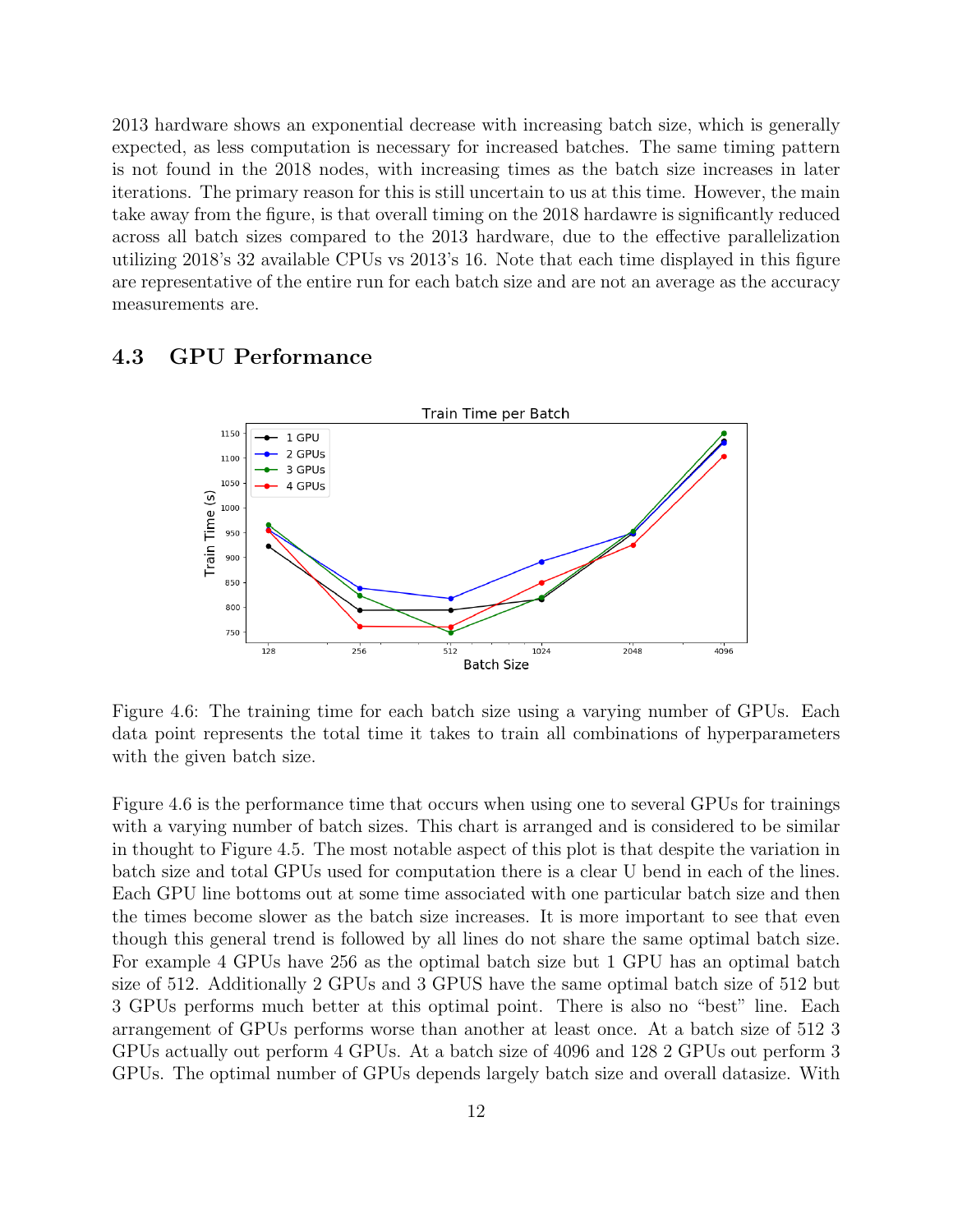2013 hardware shows an exponential decrease with increasing batch size, which is generally expected, as less computation is necessary for increased batches. The same timing pattern is not found in the 2018 nodes, with increasing times as the batch size increases in later iterations. The primary reason for this is still uncertain to us at this time. However, the main take away from the figure, is that overall timing on the 2018 hardawre is significantly reduced across all batch sizes compared to the 2013 hardware, due to the effective parallelization utilizing 2018's 32 available CPUs vs 2013's 16. Note that each time displayed in this figure are representative of the entire run for each batch size and are not an average as the accuracy measurements are.

## 4.3 GPU Performance

Figure 4.6: The training time for each batch size using a varying number of GPUs. Each data point represents the total time it takes to train all combinations of hyperparameters with the given batch size.

Figure 4.6 is the performance time that occurs when using one to several GPUs for trainings with a varying number of batch sizes. This chart is arranged and is considered to be similar in thought to Figure 4.5. The most notable aspect of this plot is that despite the variation in batch size and total GPUs used for computation there is a clear U bend in each of the lines. Each GPU line bottoms out at some time associated with one particular batch size and then the times become slower as the batch size increases. It is more important to see that even though this general trend is followed by all lines do not share the same optimal batch size. For example 4 GPUs have 256 as the optimal batch size but 1 GPU has an optimal batch size of 512. Additionally 2 GPUs and 3 GPUS have the same optimal batch size of 512 but 3 GPUs performs much better at this optimal point. There is also no "best" line. Each arrangement of GPUs performs worse than another at least once. At a batch size of 512 3 GPUs actually out perform 4 GPUs. At a batch size of 4096 and 128 2 GPUs out perform 3 GPUs. The optimal number of GPUs depends largely batch size and overall datasize. With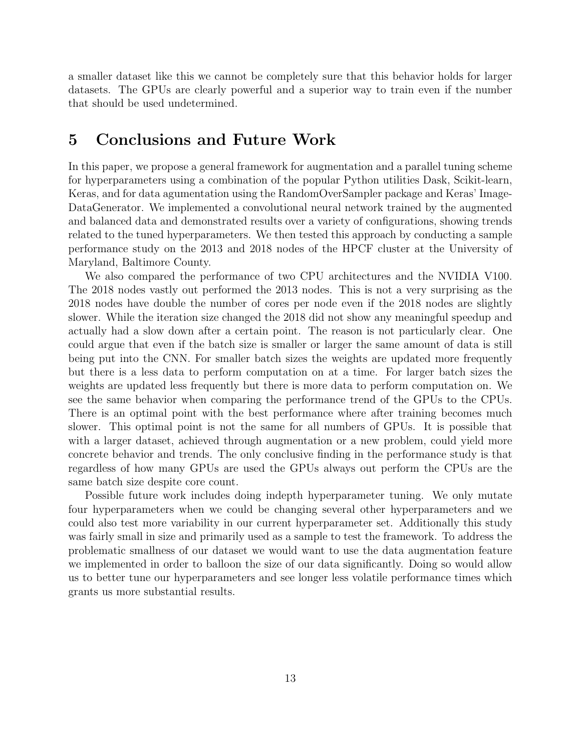a smaller dataset like this we cannot be completely sure that this behavior holds for larger datasets. The GPUs are clearly powerful and a superior way to train even if the number that should be used undetermined.

## 5 Conclusions and Future Work

In this paper, we propose a general framework for augmentation and a parallel tuning scheme for hyperparameters using a combination of the popular Python utilities Dask, Scikit-learn, Keras, and for data agumentation using the RandomOverSampler package and Keras' ImageDataGenerator. We implemented a convolutional neural network trained by the augmented and balanced data and demonstrated results over a variety of configurations, showing trends related to the tuned hyperparameters. We then tested this approach by conducting a sample performance study on the 2013 and 2018 nodes of the HPCF cluster at the University of Maryland, Baltimore County.

We also compared the performance of two CPU architectures and the NVIDIA V100. The 2018 nodes vastly out performed the 2013 nodes. This is not a very surprising as the 2018 nodes have double the number of cores per node even if the 2018 nodes are slightly slower. While the iteration size changed the 2018 did not show any meaningful speedup and actually had a slow down after a certain point. The reason is not particularly clear. One could argue that even if the batch size is smaller or larger the same amount of data is still being put into the CNN. For smaller batch sizes the weights are updated more frequently but there is a less data to perform computation on at a time. For larger batch sizes the weights are updated less frequently but there is more data to perform computation on. We see the same behavior when comparing the performance trend of the GPUs to the CPUs. There is an optimal point with the best performance where after training becomes much slower. This optimal point is not the same for all numbers of GPUs. It is possible that with a larger dataset, achieved through augmentation or a new problem, could yield more concrete behavior and trends. The only conclusive finding in the performance study is that regardless of how many GPUs are used the GPUs always out perform the CPUs are the same batch size despite core count.

Possible future work includes doing indepth hyperparameter tuning. We only mutate four hyperparameters when we could be changing several other hyperparameters and we could also test more variability in our current hyperparameter set. Additionally this study was fairly small in size and primarily used as a sample to test the framework. To address the problematic smallness of our dataset we would want to use the data augmentation feature we implemented in order to balloon the size of our data significantly. Doing so would allow us to better tune our hyperparameters and see longer less volatile performance times which grants us more substantial results.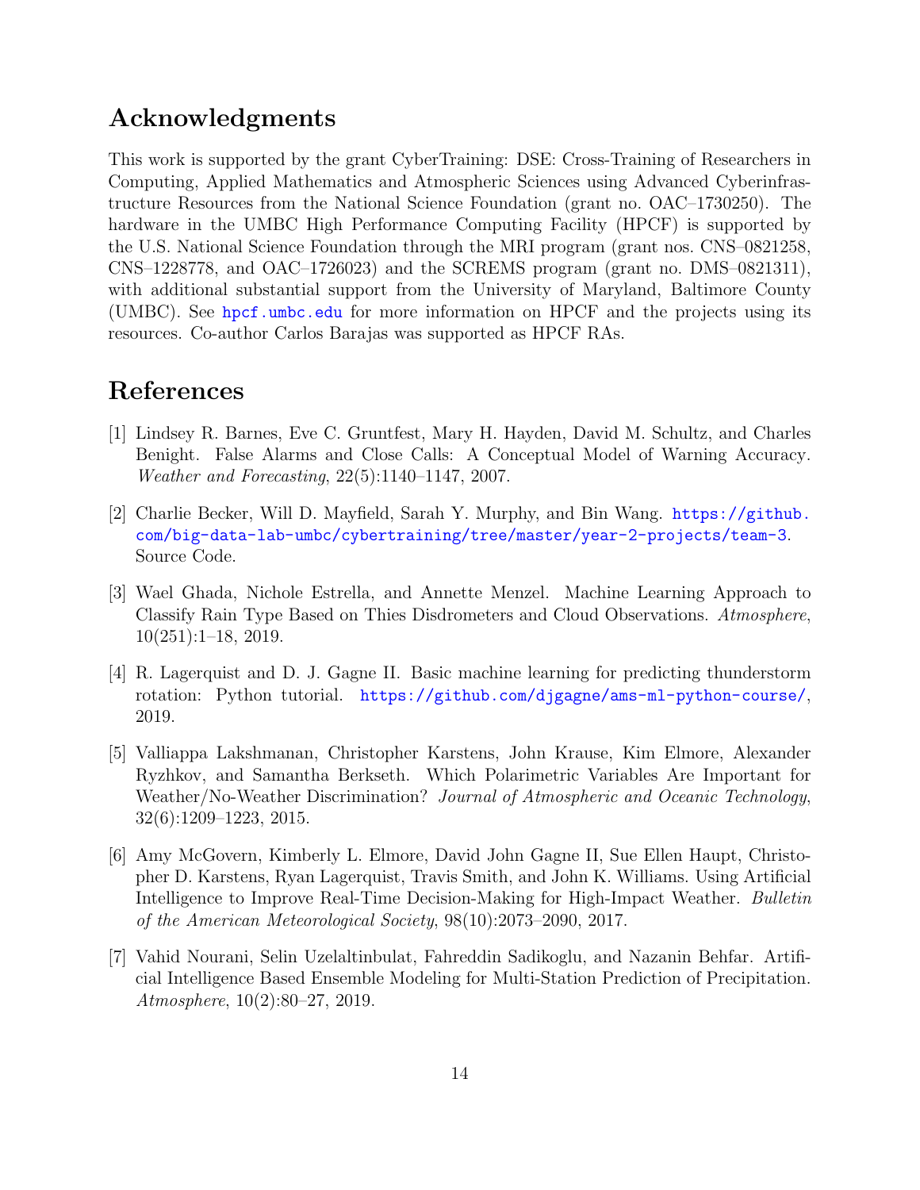## Acknowledgments

This work is supported by the grant CyberTraining: DSE: Cross-Training of Researchers in Computing, Applied Mathematics and Atmospheric Sciences using Advanced Cyberinfrastructure Resources from the National Science Foundation (grant no. OAC–1730250). The hardware in the UMBC High Performance Computing Facility (HPCF) is supported by the U.S. National Science Foundation through the MRI program (grant nos. CNS–0821258, CNS–1228778, and OAC–1726023) and the SCREMS program (grant no. DMS–0821311), with additional substantial support from the University of Maryland, Baltimore County (UMBC). See hpcf.umbc.edu for more information on HPCF and the projects using its resources. Co-author Carlos Barajas was supported as HPCF RAs.

## References

[1] Lindsey R. Barnes, Eve C. Gruntfest, Mary H. Hayden, David M. Schultz, and Charles Benight. False Alarms and Close Calls: A Conceptual Model of Warning Accuracy. *Weather and Forecasting*, 22(5):1140–1147, 2007.

[2] Charlie Becker, Will D. Mayfield, Sarah Y. Murphy, and Bin Wang. https://github.com/big-data-lab-umbc/cybertraining/tree/master/year-2-projects/team-3. Source Code.

[3] Wael Ghada, Nichole Estrella, and Annette Menzel. Machine Learning Approach to Classify Rain Type Based on Thies Disdrometers and Cloud Observations. *Atmosphere*, 10(251):1–18, 2019.

[4] R. Lagerquist and D. J. Gagne II. Basic machine learning for predicting thunderstorm rotation: Python tutorial. https://github.com/djgagne/ams-ml-python-course/, 2019.

[5] Valliappa Lakshmanan, Christopher Karstens, John Krause, Kim Elmore, Alexander Ryzhkov, and Samantha Berkseth. Which Polarimetric Variables Are Important for Weather/No-Weather Discrimination? *Journal of Atmospheric and Oceanic Technology*, 32(6):1209–1223, 2015.

[6] Amy McGovern, Kimberly L. Elmore, David John Gagne II, Sue Ellen Haupt, Christopher D. Karstens, Ryan Lagerquist, Travis Smith, and John K. Williams. Using Artificial Intelligence to Improve Real-Time Decision-Making for High-Impact Weather. *Bulletin of the American Meteorological Society*, 98(10):2073–2090, 2017.

[7] Vahid Nourani, Selin Uzelaltinbulat, Fahreddin Sadikoglu, and Nazanin Behfar. Artificial Intelligence Based Ensemble Modeling for Multi-Station Prediction of Precipitation. *Atmosphere*, 10(2):80–27, 2019.